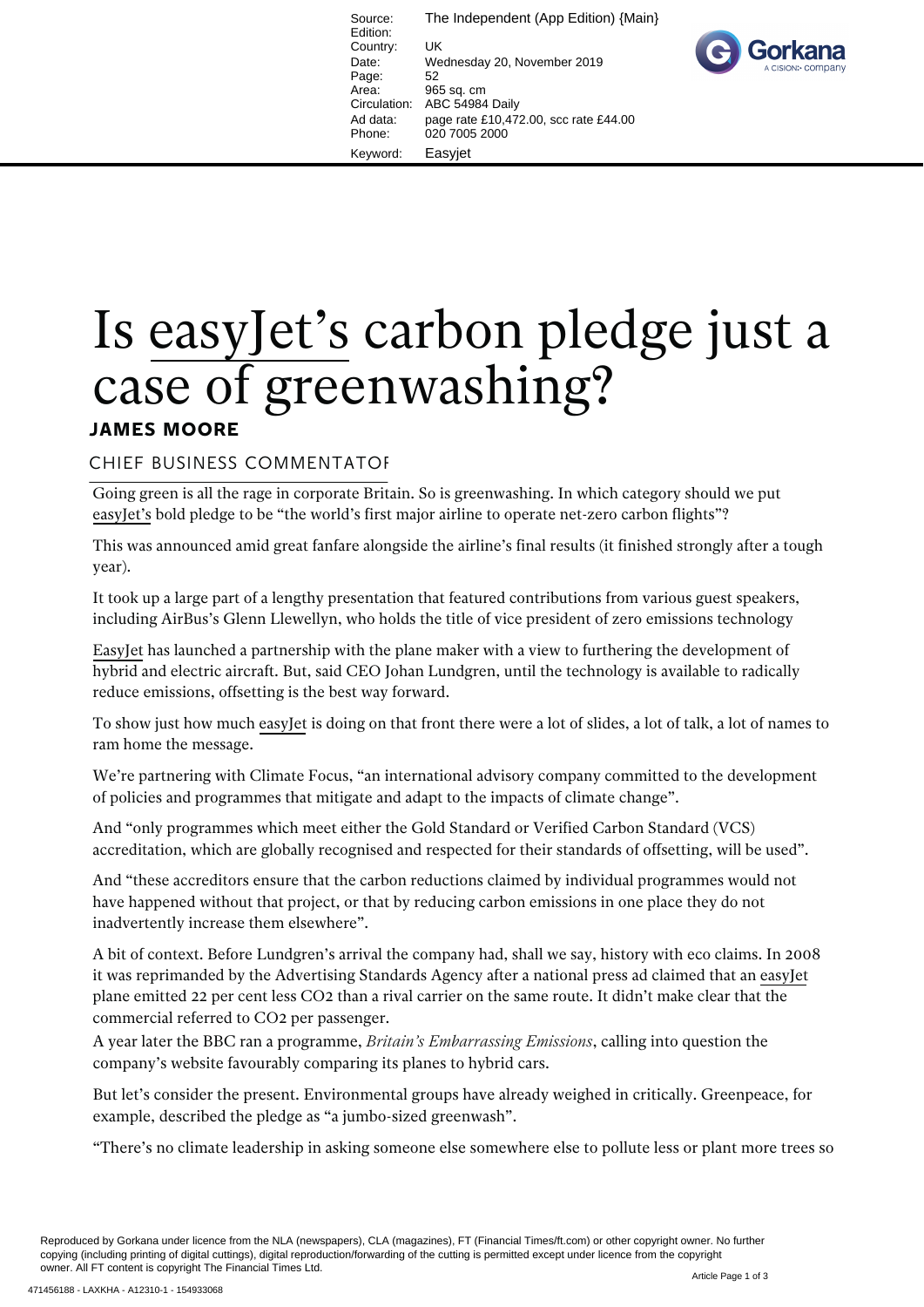# Is easyJet's carbon pledge just a case of greenwashing?

**JAMES MOORE**

CHIEF BUSINESS COMMENTATOR

Going green is all the rage in corporate Britain. So is greenwashing. In which category should we put easyJet's bold pledge to be "the world's first major airline to operate net-zero carbon flights"?

This was announced amid great fanfare alongside the airline's final results (it finished strongly after a tough year).

It took up a large part of a lengthy presentation that featured contributions from various guest speakers, including AirBus's Glenn Llewellyn, who holds the title of vice president of zero emissions technology

EasyJet has launched a partnership with the plane maker with a view to furthering the development of hybrid and electric aircraft. But, said CEO Johan Lundgren, until the technology is available to radically reduce emissions, offsetting is the best way forward.

To show just how much easyJet is doing on that front there were a lot of slides, a lot of talk, a lot of names to ram home the message.

We're partnering with Climate Focus, "an international advisory company committed to the development of policies and programmes that mitigate and adapt to the impacts of climate change".

And "only programmes which meet either the Gold Standard or Verified Carbon Standard (VCS) accreditation, which are globally recognised and respected for their standards of offsetting, will be used".

And "these accreditors ensure that the carbon reductions claimed by individual programmes would not have happened without that project, or that by reducing carbon emissions in one place they do not inadvertently increase them elsewhere".

A bit of context. Before Lundgren's arrival the company had, shall we say, history with eco claims. In 2008 it was reprimanded by the Advertising Standards Agency after a national press ad claimed that an easyJet plane emitted 22 per cent less $CO_2$ than a rival carrier on the same route. It didn't make clear that the commercial referred to $CO_2$ per passenger.

A year later the BBC ran a programme, *Britain's Embarrassing Emissions*, calling into question the company's website favourably comparing its planes to hybrid cars.

But let's consider the present. Environmental groups have already weighed in critically. Greenpeace, for example, described the pledge as "a jumbo-sized greenwash".

"There's no climate leadership in asking someone else somewhere else to pollute less or plant more trees so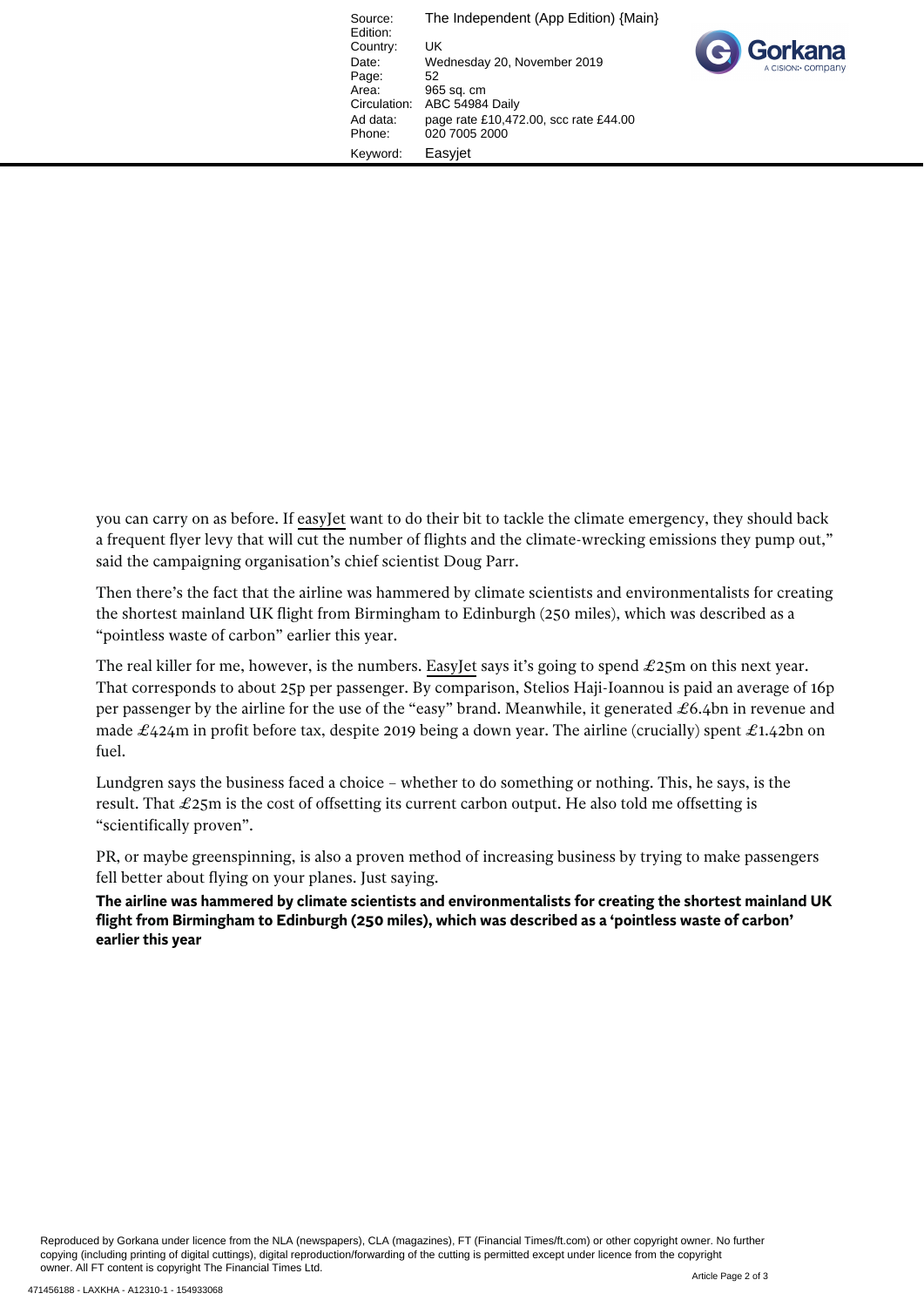you can carry on as before. If easyJet want to do their bit to tackle the climate emergency, they should back a frequent flyer levy that will cut the number of flights and the climate-wrecking emissions they pump out," said the campaigning organisation's chief scientist Doug Parr.

Then there's the fact that the airline was hammered by climate scientists and environmentalists for creating the shortest mainland UK flight from Birmingham to Edinburgh (250 miles), which was described as a "pointless waste of carbon" earlier this year.

The real killer for me, however, is the numbers. EasyJet says it's going to spend £25m on this next year. That corresponds to about 25p per passenger. By comparison, Stelios Haji-Ioannou is paid an average of 16p per passenger by the airline for the use of the "easy" brand. Meanwhile, it generated £6.4bn in revenue and made £424m in profit before tax, despite 2019 being a down year. The airline (crucially) spent £1.42bn on fuel.

Lundgren says the business faced a choice – whether to do something or nothing. This, he says, is the result. That £25m is the cost of offsetting its current carbon output. He also told me offsetting is "scientifically proven".

PR, or maybe greenspinning, is also a proven method of increasing business by trying to make passengers fell better about flying on your planes. Just saying.

**The airline was hammered by climate scientists and environmentalists for creating the shortest mainland UK flight from Birmingham to Edinburgh (250 miles), which was described as a 'pointless waste of carbon' earlier this year**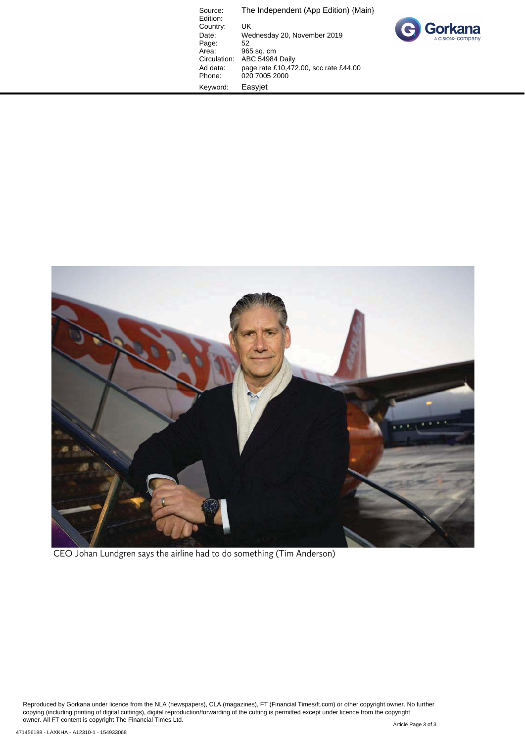CEO Johan Lundgren says the airline had to do something (Tim Anderson)